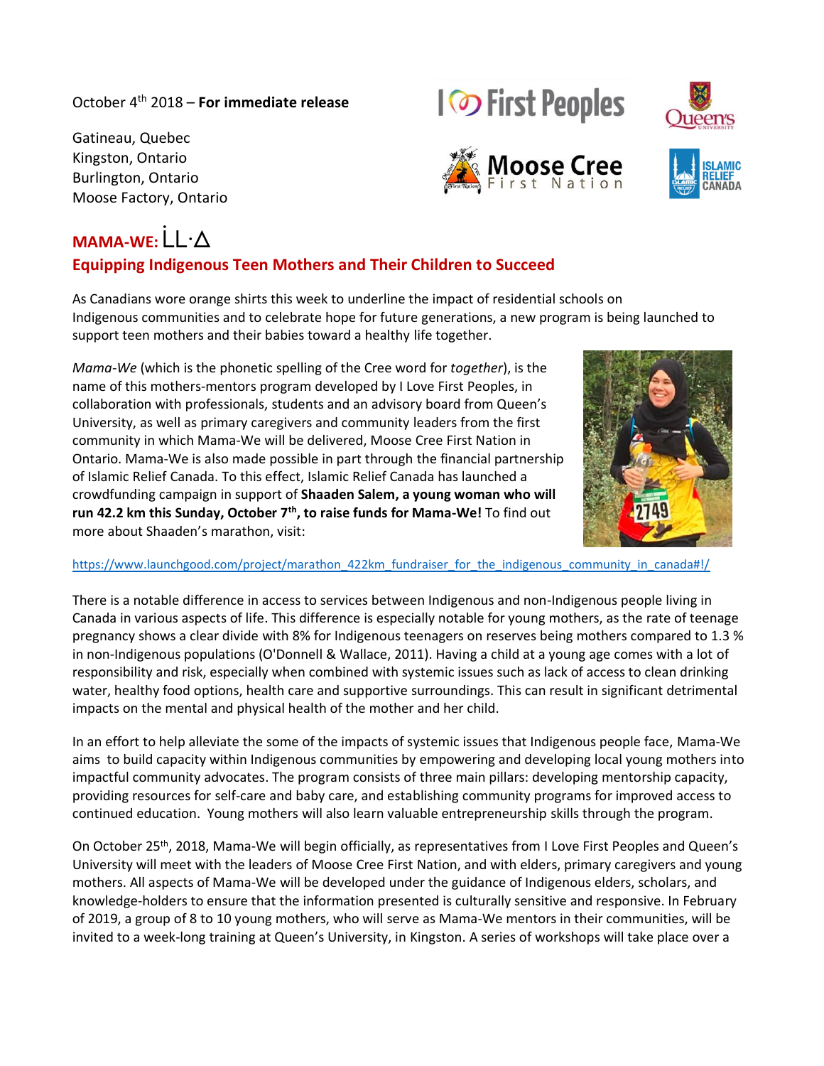October 4th 2018 – **For immediate release**

Gatineau, Quebec
Kingston, Ontario
Burlington, Ontario
Moose Factory, Ontario

## MAMA-WE: ᒫᒪᐌ
## Equipping Indigenous Teen Mothers and Their Children to Succeed

As Canadians wore orange shirts this week to underline the impact of residential schools on Indigenous communities and to celebrate hope for future generations, a new program is being launched to support teen mothers and their babies toward a healthy life together.

*Mama-We* (which is the phonetic spelling of the Cree word for *together*), is the name of this mothers-mentors program developed by I Love First Peoples, in collaboration with professionals, students and an advisory board from Queen's University, as well as primary caregivers and community leaders from the first community in which Mama-We will be delivered, Moose Cree First Nation in Ontario. Mama-We is also made possible in part through the financial partnership of Islamic Relief Canada. To this effect, Islamic Relief Canada has launched a crowdfunding campaign in support of **Shaaden Salem, a young woman who will run 42.2 km this Sunday, October 7th, to raise funds for Mama-We!** To find out more about Shaaden's marathon, visit:

https://www.launchgood.com/project/marathon_422km_fundraiser_for_the_indigenous_community_in_canada#!/

There is a notable difference in access to services between Indigenous and non-Indigenous people living in Canada in various aspects of life. This difference is especially notable for young mothers, as the rate of teenage pregnancy shows a clear divide with 8% for Indigenous teenagers on reserves being mothers compared to 1.3 % in non-Indigenous populations (O'Donnell & Wallace, 2011). Having a child at a young age comes with a lot of responsibility and risk, especially when combined with systemic issues such as lack of access to clean drinking water, healthy food options, health care and supportive surroundings. This can result in significant detrimental impacts on the mental and physical health of the mother and her child.

In an effort to help alleviate the some of the impacts of systemic issues that Indigenous people face, Mama-We aims to build capacity within Indigenous communities by empowering and developing local young mothers into impactful community advocates. The program consists of three main pillars: developing mentorship capacity, providing resources for self-care and baby care, and establishing community programs for improved access to continued education. Young mothers will also learn valuable entrepreneurship skills through the program.

On October 25th, 2018, Mama-We will begin officially, as representatives from I Love First Peoples and Queen's University will meet with the leaders of Moose Cree First Nation, and with elders, primary caregivers and young mothers. All aspects of Mama-We will be developed under the guidance of Indigenous elders, scholars, and knowledge-holders to ensure that the information presented is culturally sensitive and responsive. In February of 2019, a group of 8 to 10 young mothers, who will serve as Mama-We mentors in their communities, will be invited to a week-long training at Queen's University, in Kingston. A series of workshops will take place over a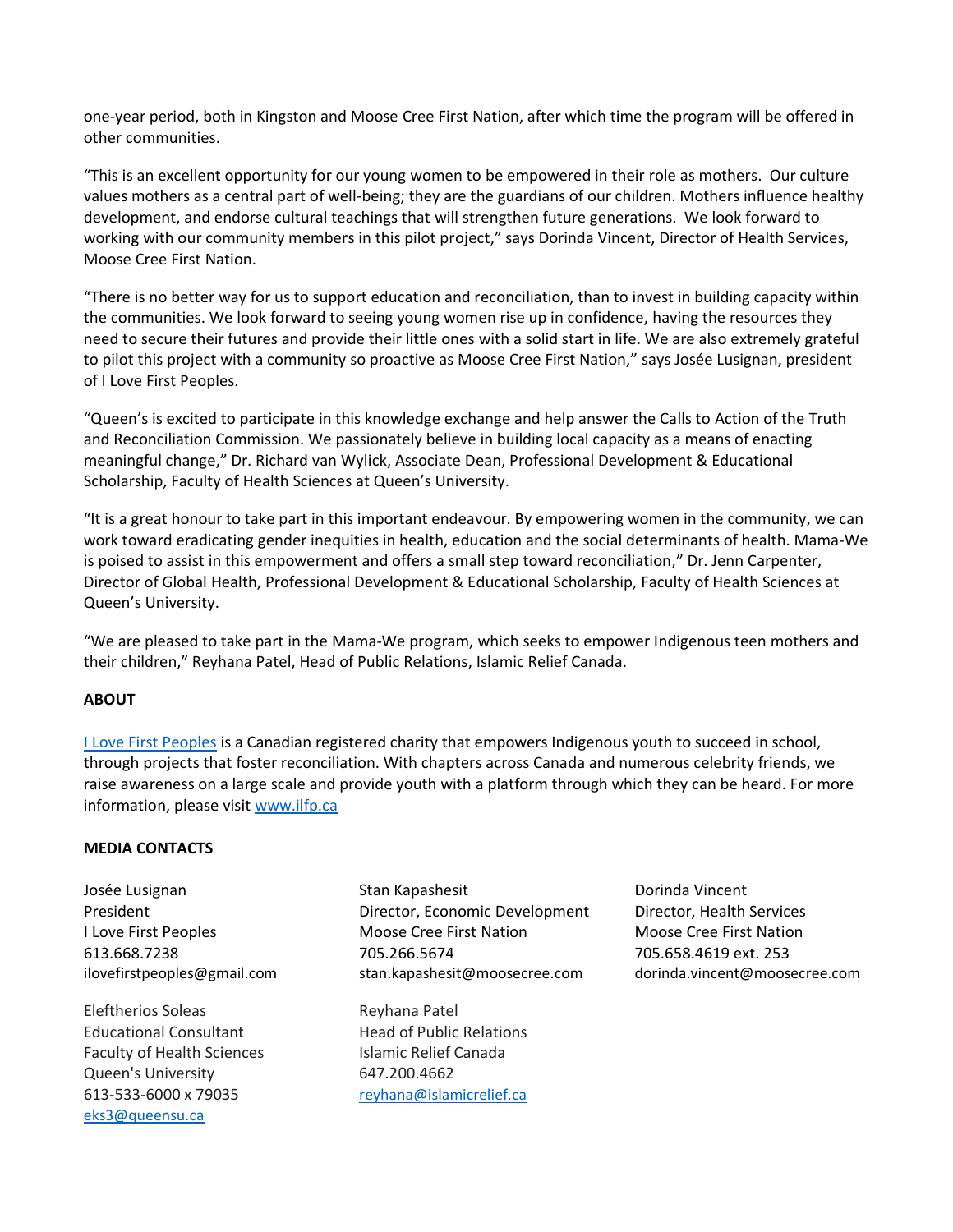one-year period, both in Kingston and Moose Cree First Nation, after which time the program will be offered in other communities.

"This is an excellent opportunity for our young women to be empowered in their role as mothers. Our culture values mothers as a central part of well-being; they are the guardians of our children. Mothers influence healthy development, and endorse cultural teachings that will strengthen future generations. We look forward to working with our community members in this pilot project," says Dorinda Vincent, Director of Health Services, Moose Cree First Nation.

"There is no better way for us to support education and reconciliation, than to invest in building capacity within the communities. We look forward to seeing young women rise up in confidence, having the resources they need to secure their futures and provide their little ones with a solid start in life. We are also extremely grateful to pilot this project with a community so proactive as Moose Cree First Nation," says Josée Lusignan, president of I Love First Peoples.

"Queen's is excited to participate in this knowledge exchange and help answer the Calls to Action of the Truth and Reconciliation Commission. We passionately believe in building local capacity as a means of enacting meaningful change," Dr. Richard van Wylick, Associate Dean, Professional Development & Educational Scholarship, Faculty of Health Sciences at Queen's University.

"It is a great honour to take part in this important endeavour. By empowering women in the community, we can work toward eradicating gender inequities in health, education and the social determinants of health. Mama-We is poised to assist in this empowerment and offers a small step toward reconciliation," Dr. Jenn Carpenter, Director of Global Health, Professional Development & Educational Scholarship, Faculty of Health Sciences at Queen's University.

"We are pleased to take part in the Mama-We program, which seeks to empower Indigenous teen mothers and their children," Reyhana Patel, Head of Public Relations, Islamic Relief Canada.

**ABOUT**

I Love First Peoples is a Canadian registered charity that empowers Indigenous youth to succeed in school, through projects that foster reconciliation. With chapters across Canada and numerous celebrity friends, we raise awareness on a large scale and provide youth with a platform through which they can be heard. For more information, please visit www.ilfp.ca

**MEDIA CONTACTS**

Josée Lusignan
President
I Love First Peoples
613.668.7238
ilovefirstpeoples@gmail.com

Stan Kapashesit
Director, Economic Development
Moose Cree First Nation
705.266.5674
stan.kapashesit@moosecree.com

Dorinda Vincent
Director, Health Services
Moose Cree First Nation
705.658.4619 ext. 253
dorinda.vincent@moosecree.com

Eleftherios Soleas
Educational Consultant
Faculty of Health Sciences
Queen's University
613-533-6000 x 79035
eks3@queensu.ca

Reyhana Patel
Head of Public Relations
Islamic Relief Canada
647.200.4662
reyhana@islamicrelief.ca